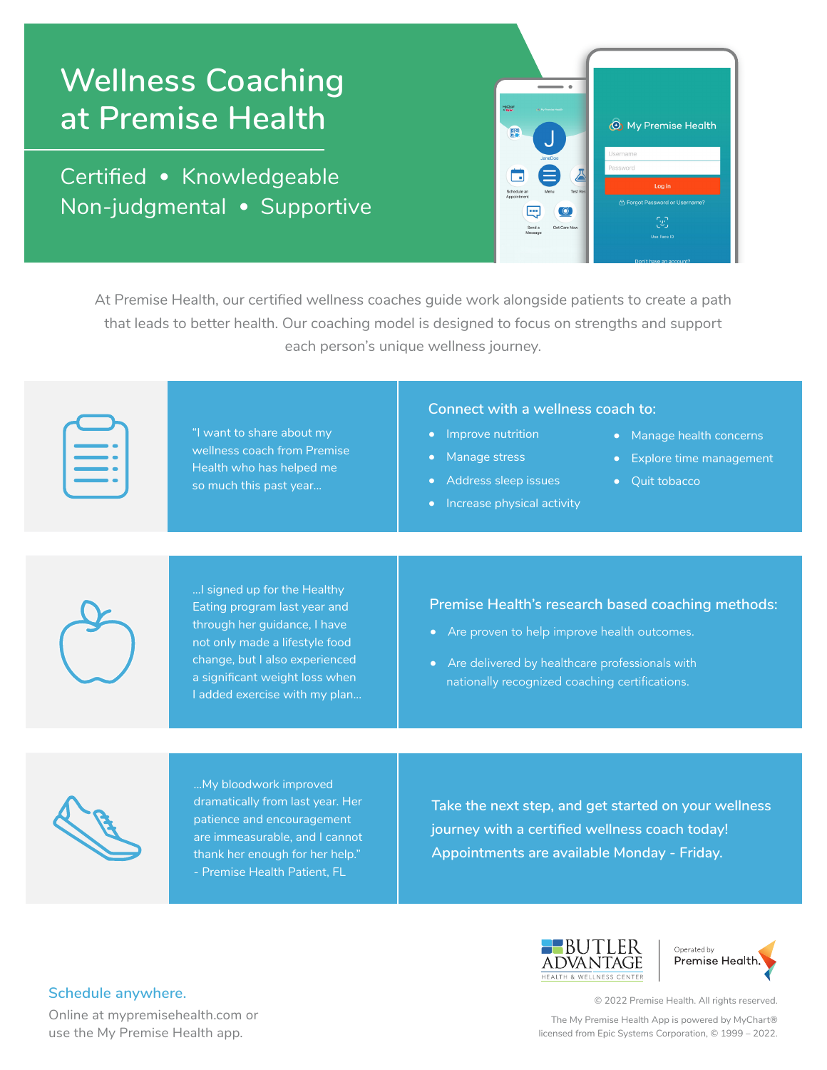# Wellness Coaching at Premise Health

Certified • Knowledgeable
Non-judgmental • Supportive

At Premise Health, our certified wellness coaches guide work alongside patients to create a path that leads to better health. Our coaching model is designed to focus on strengths and support each person's unique wellness journey.

"I want to share about my wellness coach from Premise Health who has helped me so much this past year...

...I signed up for the Healthy Eating program last year and through her guidance, I have not only made a lifestyle food change, but I also experienced a significant weight loss when I added exercise with my plan...

...My bloodwork improved dramatically from last year. Her patience and encouragement are immeasurable, and I cannot thank her enough for her help."
- Premise Health Patient, FL

### Connect with a wellness coach to:

- Improve nutrition
- Manage stress
- Address sleep issues
- Increase physical activity
- Manage health concerns
- Explore time management
- Quit tobacco

### Premise Health's research based coaching methods:

- Are proven to help improve health outcomes.
- Are delivered by healthcare professionals with nationally recognized coaching certifications.

**Take the next step, and get started on your wellness journey with a certified wellness coach today! Appointments are available Monday - Friday.**

## Schedule anywhere.

Online at mypremisehealth.com or use the My Premise Health app.

BUTLER ADVANTAGE HEALTH & WELLNESS CENTER | Operated by Premise Health.

© 2022 Premise Health. All rights reserved.

The My Premise Health App is powered by MyChart® licensed from Epic Systems Corporation, © 1999 – 2022.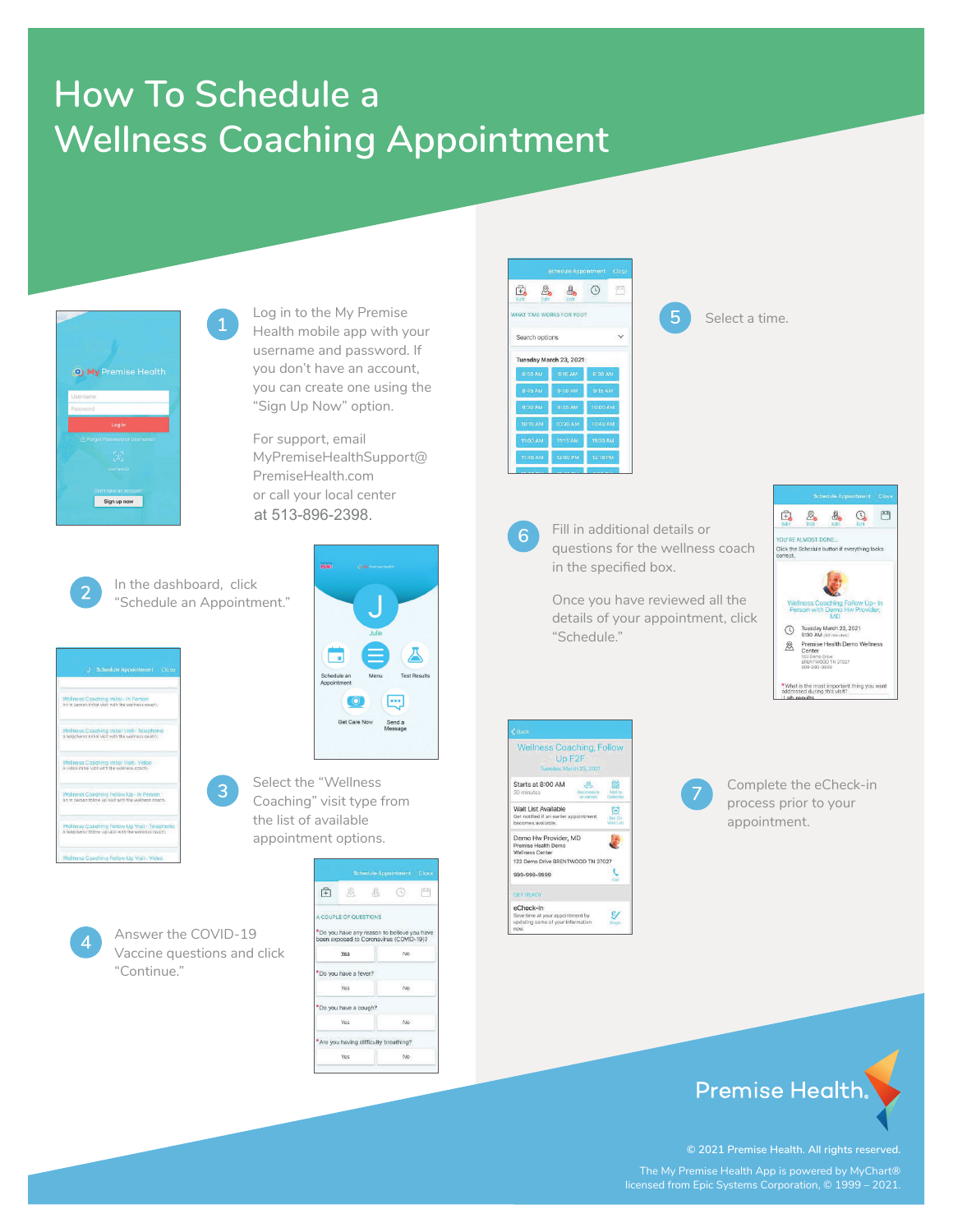# How To Schedule a Wellness Coaching Appointment

1. Log in to the My Premise Health mobile app with your username and password. If you don't have an account, you can create one using the "Sign Up Now" option.

   For support, email MyPremiseHealthSupport@PremiseHealth.com or call your local center at 513-896-2398.

2. In the dashboard, click "Schedule an Appointment."

3. Select the "Wellness Coaching" visit type from the list of available appointment options.

4. Answer the COVID-19 Vaccine questions and click "Continue."

5. Select a time.

6. Fill in additional details or questions for the wellness coach in the specified box.

   Once you have reviewed all the details of your appointment, click "Schedule."

7. Complete the eCheck-in process prior to your appointment.

Premise Health

© 2021 Premise Health. All rights reserved.

The My Premise Health App is powered by MyChart® licensed from Epic Systems Corporation, © 1999 – 2021.